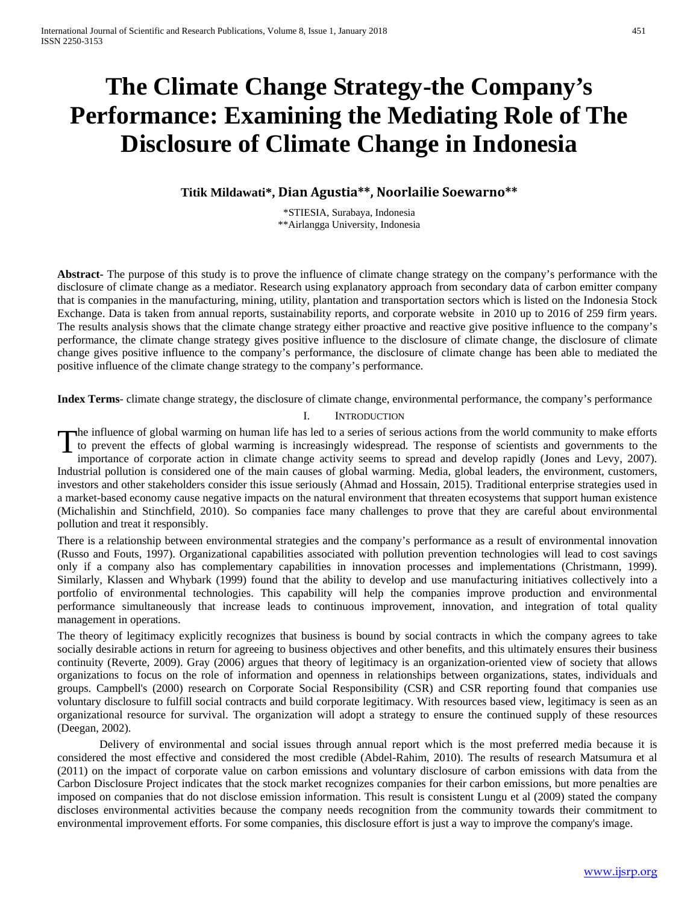# The Climate Change Strategy-the Company's Performance: Examining the Mediating Role of The Disclosure of Climate Change in Indonesia

**Titik Mildawati\*, Dian Agustia\*\*, Noorlailie Soewarno\*\***

\*STIESIA, Surabaya, Indonesia
\*\*Airlangga University, Indonesia

**Abstract**- The purpose of this study is to prove the influence of climate change strategy on the company's performance with the disclosure of climate change as a mediator. Research using explanatory approach from secondary data of carbon emitter company that is companies in the manufacturing, mining, utility, plantation and transportation sectors which is listed on the Indonesia Stock Exchange. Data is taken from annual reports, sustainability reports, and corporate website in 2010 up to 2016 of 259 firm years. The results analysis shows that the climate change strategy either proactive and reactive give positive influence to the company's performance, the climate change strategy gives positive influence to the disclosure of climate change, the disclosure of climate change gives positive influence to the company's performance, the disclosure of climate change has been able to mediated the positive influence of the climate change strategy to the company's performance.

**Index Terms**- climate change strategy, the disclosure of climate change, environmental performance, the company's performance

## I. Introduction

The influence of global warming on human life has led to a series of serious actions from the world community to make efforts to prevent the effects of global warming is increasingly widespread. The response of scientists and governments to the importance of corporate action in climate change activity seems to spread and develop rapidly (Jones and Levy, 2007). Industrial pollution is considered one of the main causes of global warming. Media, global leaders, the environment, customers, investors and other stakeholders consider this issue seriously (Ahmad and Hossain, 2015). Traditional enterprise strategies used in a market-based economy cause negative impacts on the natural environment that threaten ecosystems that support human existence (Michalishin and Stinchfield, 2010). So companies face many challenges to prove that they are careful about environmental pollution and treat it responsibly.

There is a relationship between environmental strategies and the company's performance as a result of environmental innovation (Russo and Fouts, 1997). Organizational capabilities associated with pollution prevention technologies will lead to cost savings only if a company also has complementary capabilities in innovation processes and implementations (Christmann, 1999). Similarly, Klassen and Whybark (1999) found that the ability to develop and use manufacturing initiatives collectively into a portfolio of environmental technologies. This capability will help the companies improve production and environmental performance simultaneously that increase leads to continuous improvement, innovation, and integration of total quality management in operations.

The theory of legitimacy explicitly recognizes that business is bound by social contracts in which the company agrees to take socially desirable actions in return for agreeing to business objectives and other benefits, and this ultimately ensures their business continuity (Reverte, 2009). Gray (2006) argues that theory of legitimacy is an organization-oriented view of society that allows organizations to focus on the role of information and openness in relationships between organizations, states, individuals and groups. Campbell's (2000) research on Corporate Social Responsibility (CSR) and CSR reporting found that companies use voluntary disclosure to fulfill social contracts and build corporate legitimacy. With resources based view, legitimacy is seen as an organizational resource for survival. The organization will adopt a strategy to ensure the continued supply of these resources (Deegan, 2002).

Delivery of environmental and social issues through annual report which is the most preferred media because it is considered the most effective and considered the most credible (Abdel-Rahim, 2010). The results of research Matsumura et al (2011) on the impact of corporate value on carbon emissions and voluntary disclosure of carbon emissions with data from the Carbon Disclosure Project indicates that the stock market recognizes companies for their carbon emissions, but more penalties are imposed on companies that do not disclose emission information. This result is consistent Lungu et al (2009) stated the company discloses environmental activities because the company needs recognition from the community towards their commitment to environmental improvement efforts. For some companies, this disclosure effort is just a way to improve the company's image.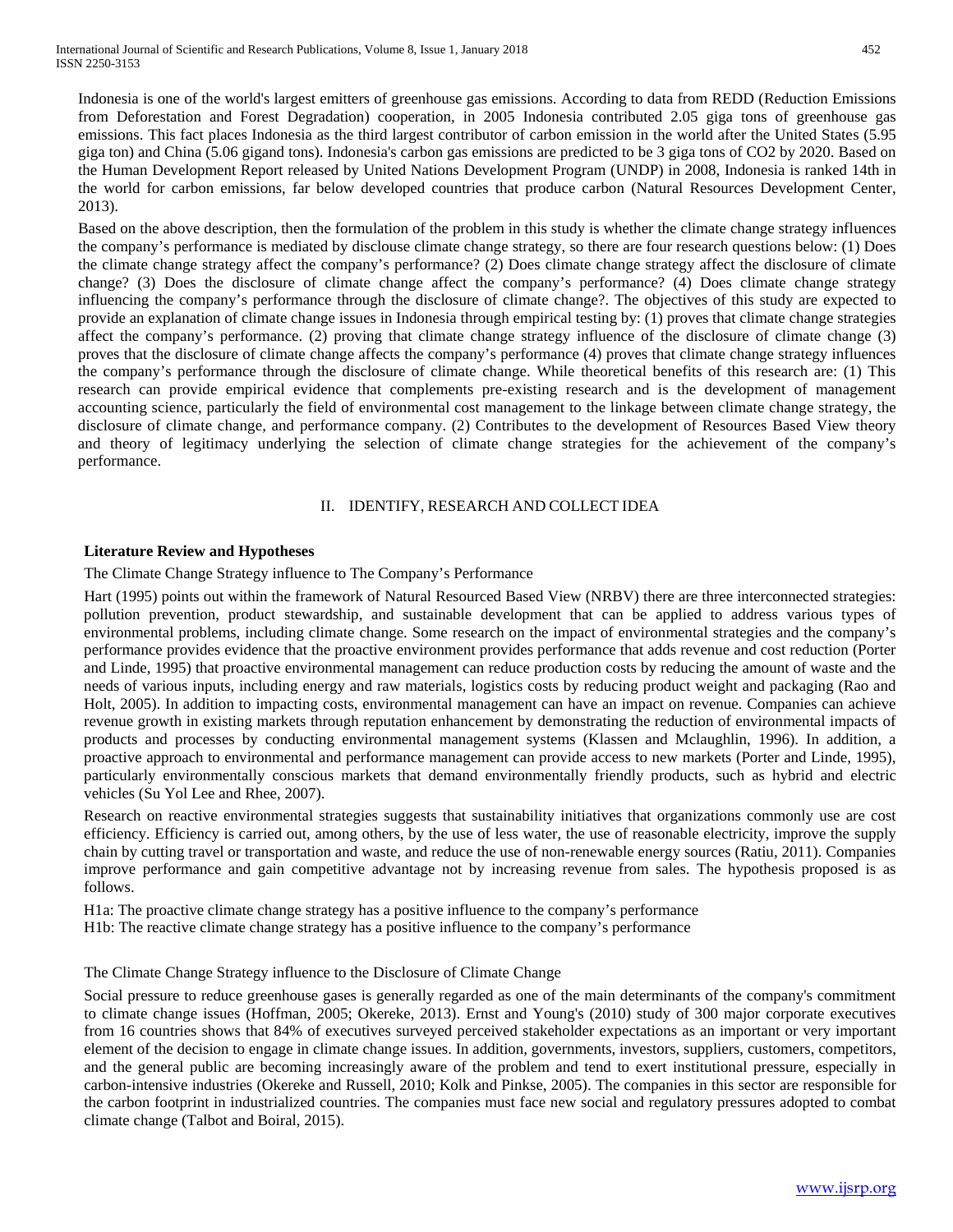Indonesia is one of the world's largest emitters of greenhouse gas emissions. According to data from REDD (Reduction Emissions from Deforestation and Forest Degradation) cooperation, in 2005 Indonesia contributed 2.05 giga tons of greenhouse gas emissions. This fact places Indonesia as the third largest contributor of carbon emission in the world after the United States (5.95 giga ton) and China (5.06 gigand tons). Indonesia's carbon gas emissions are predicted to be 3 giga tons of $CO_2$ by 2020. Based on the Human Development Report released by United Nations Development Program (UNDP) in 2008, Indonesia is ranked 14th in the world for carbon emissions, far below developed countries that produce carbon (Natural Resources Development Center, 2013).

Based on the above description, then the formulation of the problem in this study is whether the climate change strategy influences the company's performance is mediated by disclouse climate change strategy, so there are four research questions below: (1) Does the climate change strategy affect the company's performance? (2) Does climate change strategy affect the disclosure of climate change? (3) Does the disclosure of climate change affect the company's performance? (4) Does climate change strategy influencing the company's performance through the disclosure of climate change?. The objectives of this study are expected to provide an explanation of climate change issues in Indonesia through empirical testing by: (1) proves that climate change strategies affect the company's performance. (2) proving that climate change strategy influence of the disclosure of climate change (3) proves that the disclosure of climate change affects the company's performance (4) proves that climate change strategy influences the company's performance through the disclosure of climate change. While theoretical benefits of this research are: (1) This research can provide empirical evidence that complements pre-existing research and is the development of management accounting science, particularly the field of environmental cost management to the linkage between climate change strategy, the disclosure of climate change, and performance company. (2) Contributes to the development of Resources Based View theory and theory of legitimacy underlying the selection of climate change strategies for the achievement of the company's performance.

## II. IDENTIFY, RESEARCH AND COLLECT IDEA

### Literature Review and Hypotheses

The Climate Change Strategy influence to The Company's Performance

Hart (1995) points out within the framework of Natural Resourced Based View (NRBV) there are three interconnected strategies: pollution prevention, product stewardship, and sustainable development that can be applied to address various types of environmental problems, including climate change. Some research on the impact of environmental strategies and the company's performance provides evidence that the proactive environment provides performance that adds revenue and cost reduction (Porter and Linde, 1995) that proactive environmental management can reduce production costs by reducing the amount of waste and the needs of various inputs, including energy and raw materials, logistics costs by reducing product weight and packaging (Rao and Holt, 2005). In addition to impacting costs, environmental management can have an impact on revenue. Companies can achieve revenue growth in existing markets through reputation enhancement by demonstrating the reduction of environmental impacts of products and processes by conducting environmental management systems (Klassen and Mclaughlin, 1996). In addition, a proactive approach to environmental and performance management can provide access to new markets (Porter and Linde, 1995), particularly environmentally conscious markets that demand environmentally friendly products, such as hybrid and electric vehicles (Su Yol Lee and Rhee, 2007).

Research on reactive environmental strategies suggests that sustainability initiatives that organizations commonly use are cost efficiency. Efficiency is carried out, among others, by the use of less water, the use of reasonable electricity, improve the supply chain by cutting travel or transportation and waste, and reduce the use of non-renewable energy sources (Ratiu, 2011). Companies improve performance and gain competitive advantage not by increasing revenue from sales. The hypothesis proposed is as follows.

H1a: The proactive climate change strategy has a positive influence to the company's performance
H1b: The reactive climate change strategy has a positive influence to the company's performance

The Climate Change Strategy influence to the Disclosure of Climate Change

Social pressure to reduce greenhouse gases is generally regarded as one of the main determinants of the company's commitment to climate change issues (Hoffman, 2005; Okereke, 2013). Ernst and Young's (2010) study of 300 major corporate executives from 16 countries shows that 84% of executives surveyed perceived stakeholder expectations as an important or very important element of the decision to engage in climate change issues. In addition, governments, investors, suppliers, customers, competitors, and the general public are becoming increasingly aware of the problem and tend to exert institutional pressure, especially in carbon-intensive industries (Okereke and Russell, 2010; Kolk and Pinkse, 2005). The companies in this sector are responsible for the carbon footprint in industrialized countries. The companies must face new social and regulatory pressures adopted to combat climate change (Talbot and Boiral, 2015).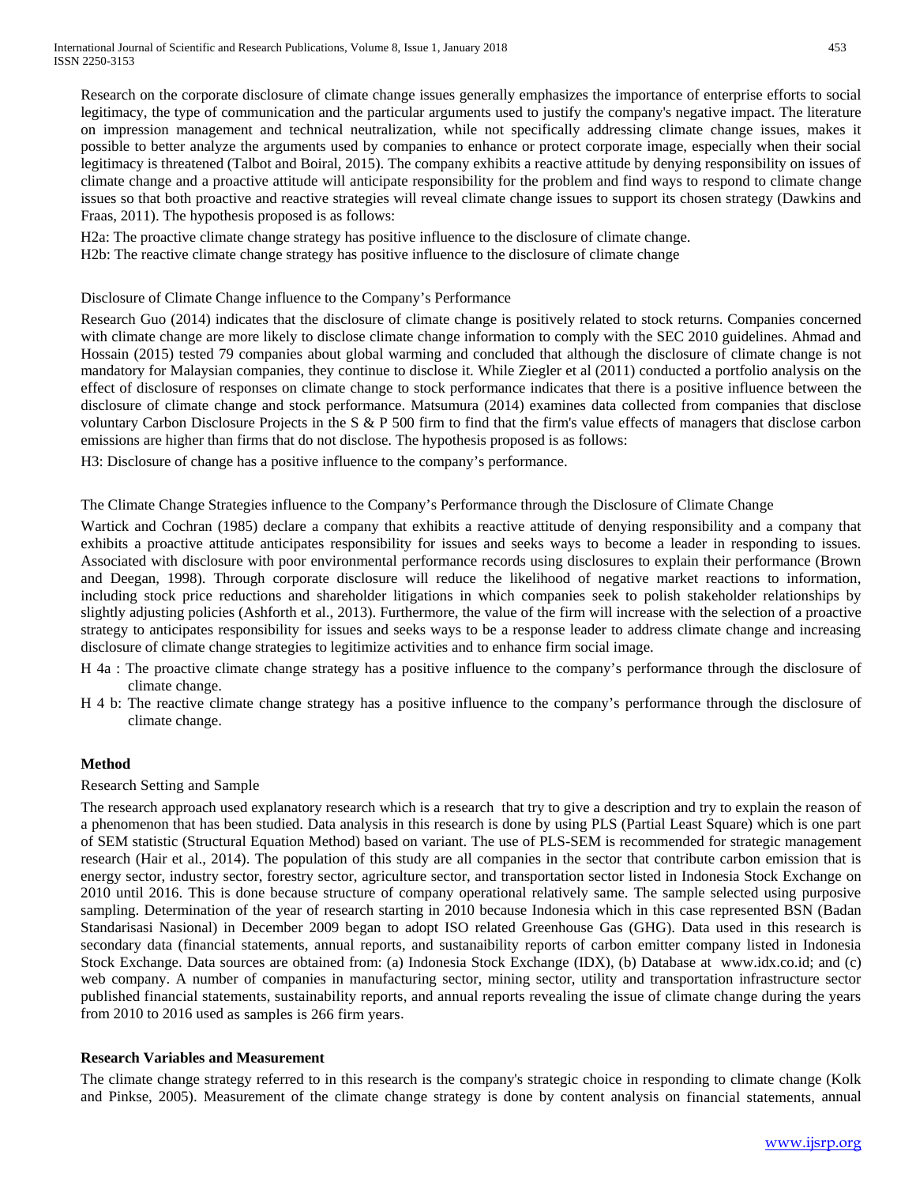Research on the corporate disclosure of climate change issues generally emphasizes the importance of enterprise efforts to social legitimacy, the type of communication and the particular arguments used to justify the company's negative impact. The literature on impression management and technical neutralization, while not specifically addressing climate change issues, makes it possible to better analyze the arguments used by companies to enhance or protect corporate image, especially when their social legitimacy is threatened (Talbot and Boiral, 2015). The company exhibits a reactive attitude by denying responsibility on issues of climate change and a proactive attitude will anticipate responsibility for the problem and find ways to respond to climate change issues so that both proactive and reactive strategies will reveal climate change issues to support its chosen strategy (Dawkins and Fraas, 2011). The hypothesis proposed is as follows:

H2a: The proactive climate change strategy has positive influence to the disclosure of climate change.
H2b: The reactive climate change strategy has positive influence to the disclosure of climate change

Disclosure of Climate Change influence to the Company's Performance

Research Guo (2014) indicates that the disclosure of climate change is positively related to stock returns. Companies concerned with climate change are more likely to disclose climate change information to comply with the SEC 2010 guidelines. Ahmad and Hossain (2015) tested 79 companies about global warming and concluded that although the disclosure of climate change is not mandatory for Malaysian companies, they continue to disclose it. While Ziegler et al (2011) conducted a portfolio analysis on the effect of disclosure of responses on climate change to stock performance indicates that there is a positive influence between the disclosure of climate change and stock performance. Matsumura (2014) examines data collected from companies that disclose voluntary Carbon Disclosure Projects in the S & P 500 firm to find that the firm's value effects of managers that disclose carbon emissions are higher than firms that do not disclose. The hypothesis proposed is as follows:

H3: Disclosure of change has a positive influence to the company's performance.

The Climate Change Strategies influence to the Company's Performance through the Disclosure of Climate Change

Wartick and Cochran (1985) declare a company that exhibits a reactive attitude of denying responsibility and a company that exhibits a proactive attitude anticipates responsibility for issues and seeks ways to become a leader in responding to issues. Associated with disclosure with poor environmental performance records using disclosures to explain their performance (Brown and Deegan, 1998). Through corporate disclosure will reduce the likelihood of negative market reactions to information, including stock price reductions and shareholder litigations in which companies seek to polish stakeholder relationships by slightly adjusting policies (Ashforth et al., 2013). Furthermore, the value of the firm will increase with the selection of a proactive strategy to anticipates responsibility for issues and seeks ways to be a response leader to address climate change and increasing disclosure of climate change strategies to legitimize activities and to enhance firm social image.

H 4a : The proactive climate change strategy has a positive influence to the company's performance through the disclosure of climate change.

H 4 b: The reactive climate change strategy has a positive influence to the company's performance through the disclosure of climate change.

## Method

Research Setting and Sample

The research approach used explanatory research which is a research that try to give a description and try to explain the reason of a phenomenon that has been studied. Data analysis in this research is done by using PLS (Partial Least Square) which is one part of SEM statistic (Structural Equation Method) based on variant. The use of PLS-SEM is recommended for strategic management research (Hair et al., 2014). The population of this study are all companies in the sector that contribute carbon emission that is energy sector, industry sector, forestry sector, agriculture sector, and transportation sector listed in Indonesia Stock Exchange on 2010 until 2016. This is done because structure of company operational relatively same. The sample selected using purposive sampling. Determination of the year of research starting in 2010 because Indonesia which in this case represented BSN (Badan Standarisasi Nasional) in December 2009 began to adopt ISO related Greenhouse Gas (GHG). Data used in this research is secondary data (financial statements, annual reports, and sustanaibility reports of carbon emitter company listed in Indonesia Stock Exchange. Data sources are obtained from: (a) Indonesia Stock Exchange (IDX), (b) Database at www.idx.co.id; and (c) web company. A number of companies in manufacturing sector, mining sector, utility and transportation infrastructure sector published financial statements, sustainability reports, and annual reports revealing the issue of climate change during the years from 2010 to 2016 used as samples is 266 firm years.

## Research Variables and Measurement

The climate change strategy referred to in this research is the company's strategic choice in responding to climate change (Kolk and Pinkse, 2005). Measurement of the climate change strategy is done by content analysis on financial statements, annual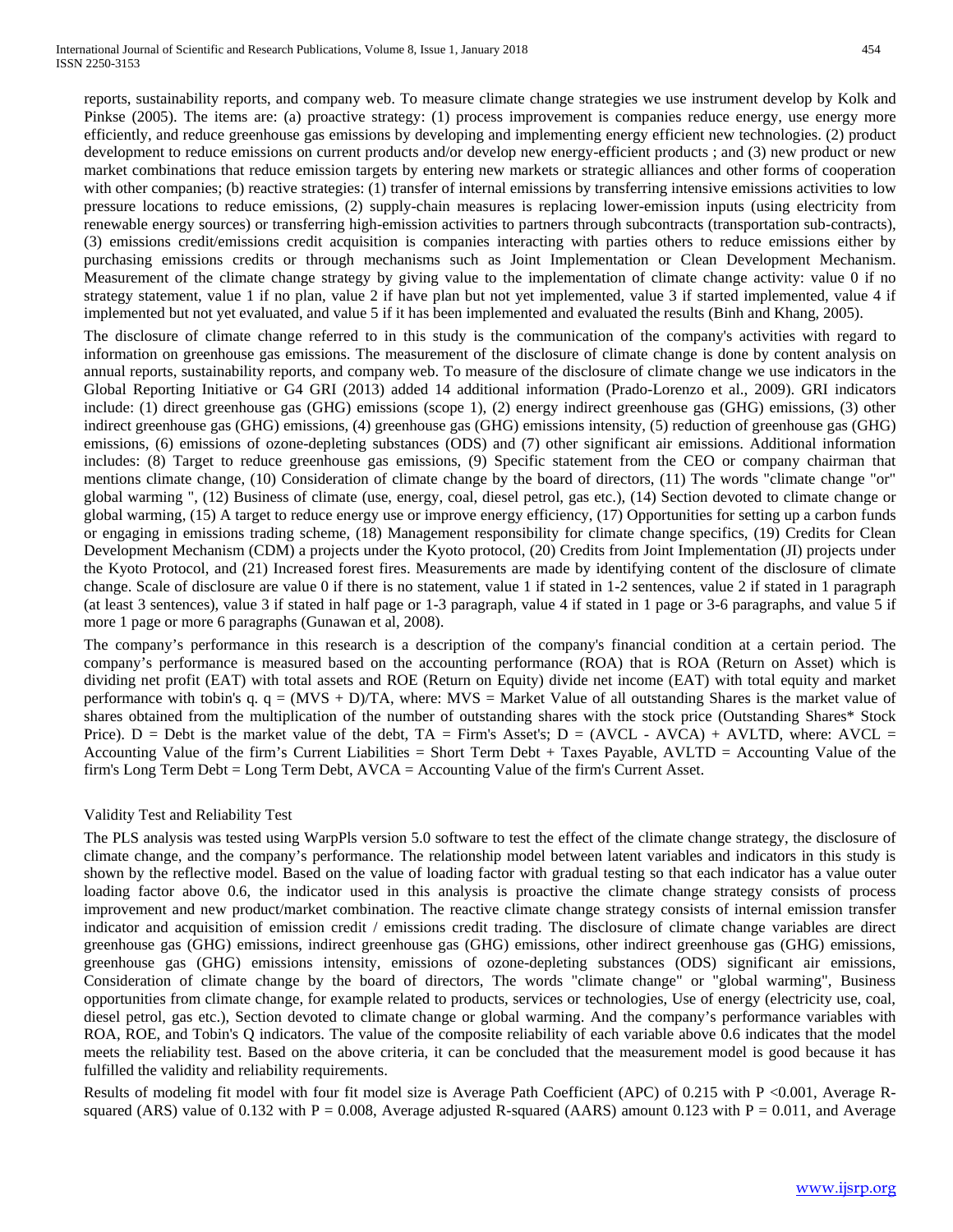reports, sustainability reports, and company web. To measure climate change strategies we use instrument develop by Kolk and Pinkse (2005). The items are: (a) proactive strategy: (1) process improvement is companies reduce energy, use energy more efficiently, and reduce greenhouse gas emissions by developing and implementing energy efficient new technologies. (2) product development to reduce emissions on current products and/or develop new energy-efficient products ; and (3) new product or new market combinations that reduce emission targets by entering new markets or strategic alliances and other forms of cooperation with other companies; (b) reactive strategies: (1) transfer of internal emissions by transferring intensive emissions activities to low pressure locations to reduce emissions, (2) supply-chain measures is replacing lower-emission inputs (using electricity from renewable energy sources) or transferring high-emission activities to partners through subcontracts (transportation sub-contracts), (3) emissions credit/emissions credit acquisition is companies interacting with parties others to reduce emissions either by purchasing emissions credits or through mechanisms such as Joint Implementation or Clean Development Mechanism. Measurement of the climate change strategy by giving value to the implementation of climate change activity: value 0 if no strategy statement, value 1 if no plan, value 2 if have plan but not yet implemented, value 3 if started implemented, value 4 if implemented but not yet evaluated, and value 5 if it has been implemented and evaluated the results (Binh and Khang, 2005).

The disclosure of climate change referred to in this study is the communication of the company's activities with regard to information on greenhouse gas emissions. The measurement of the disclosure of climate change is done by content analysis on annual reports, sustainability reports, and company web. To measure of the disclosure of climate change we use indicators in the Global Reporting Initiative or G4 GRI (2013) added 14 additional information (Prado-Lorenzo et al., 2009). GRI indicators include: (1) direct greenhouse gas (GHG) emissions (scope 1), (2) energy indirect greenhouse gas (GHG) emissions, (3) other indirect greenhouse gas (GHG) emissions, (4) greenhouse gas (GHG) emissions intensity, (5) reduction of greenhouse gas (GHG) emissions, (6) emissions of ozone-depleting substances (ODS) and (7) other significant air emissions. Additional information includes: (8) Target to reduce greenhouse gas emissions, (9) Specific statement from the CEO or company chairman that mentions climate change, (10) Consideration of climate change by the board of directors, (11) The words "climate change "or" global warming ", (12) Business of climate (use, energy, coal, diesel petrol, gas etc.), (14) Section devoted to climate change or global warming, (15) A target to reduce energy use or improve energy efficiency, (17) Opportunities for setting up a carbon funds or engaging in emissions trading scheme, (18) Management responsibility for climate change specifics, (19) Credits for Clean Development Mechanism (CDM) a projects under the Kyoto protocol, (20) Credits from Joint Implementation (JI) projects under the Kyoto Protocol, and (21) Increased forest fires. Measurements are made by identifying content of the disclosure of climate change. Scale of disclosure are value 0 if there is no statement, value 1 if stated in 1-2 sentences, value 2 if stated in 1 paragraph (at least 3 sentences), value 3 if stated in half page or 1-3 paragraph, value 4 if stated in 1 page or 3-6 paragraphs, and value 5 if more 1 page or more 6 paragraphs (Gunawan et al, 2008).

The company's performance in this research is a description of the company's financial condition at a certain period. The company's performance is measured based on the accounting performance (ROA) that is ROA (Return on Asset) which is dividing net profit (EAT) with total assets and ROE (Return on Equity) divide net income (EAT) with total equity and market performance with tobin's q. $q = (MVS + D)/TA$, where: MVS = Market Value of all outstanding Shares is the market value of shares obtained from the multiplication of the number of outstanding shares with the stock price (Outstanding Shares* Stock Price). D = Debt is the market value of the debt, TA = Firm's Asset's; $D = (AVCL - AVCA) + AVLTD$, where: AVCL = Accounting Value of the firm's Current Liabilities = Short Term Debt + Taxes Payable, AVLTD = Accounting Value of the firm's Long Term Debt = Long Term Debt, AVCA = Accounting Value of the firm's Current Asset.

## Validity Test and Reliability Test

The PLS analysis was tested using WarpPls version 5.0 software to test the effect of the climate change strategy, the disclosure of climate change, and the company's performance. The relationship model between latent variables and indicators in this study is shown by the reflective model. Based on the value of loading factor with gradual testing so that each indicator has a value outer loading factor above 0.6, the indicator used in this analysis is proactive the climate change strategy consists of process improvement and new product/market combination. The reactive climate change strategy consists of internal emission transfer indicator and acquisition of emission credit / emissions credit trading. The disclosure of climate change variables are direct greenhouse gas (GHG) emissions, indirect greenhouse gas (GHG) emissions, other indirect greenhouse gas (GHG) emissions, greenhouse gas (GHG) emissions intensity, emissions of ozone-depleting substances (ODS) significant air emissions, Consideration of climate change by the board of directors, The words "climate change" or "global warming", Business opportunities from climate change, for example related to products, services or technologies, Use of energy (electricity use, coal, diesel petrol, gas etc.), Section devoted to climate change or global warming. And the company's performance variables with ROA, ROE, and Tobin's Q indicators. The value of the composite reliability of each variable above 0.6 indicates that the model meets the reliability test. Based on the above criteria, it can be concluded that the measurement model is good because it has fulfilled the validity and reliability requirements.

Results of modeling fit model with four fit model size is Average Path Coefficient (APC) of 0.215 with $P < 0.001$, Average R-squared (ARS) value of 0.132 with $P = 0.008$, Average adjusted R-squared (AARS) amount 0.123 with $P = 0.011$, and Average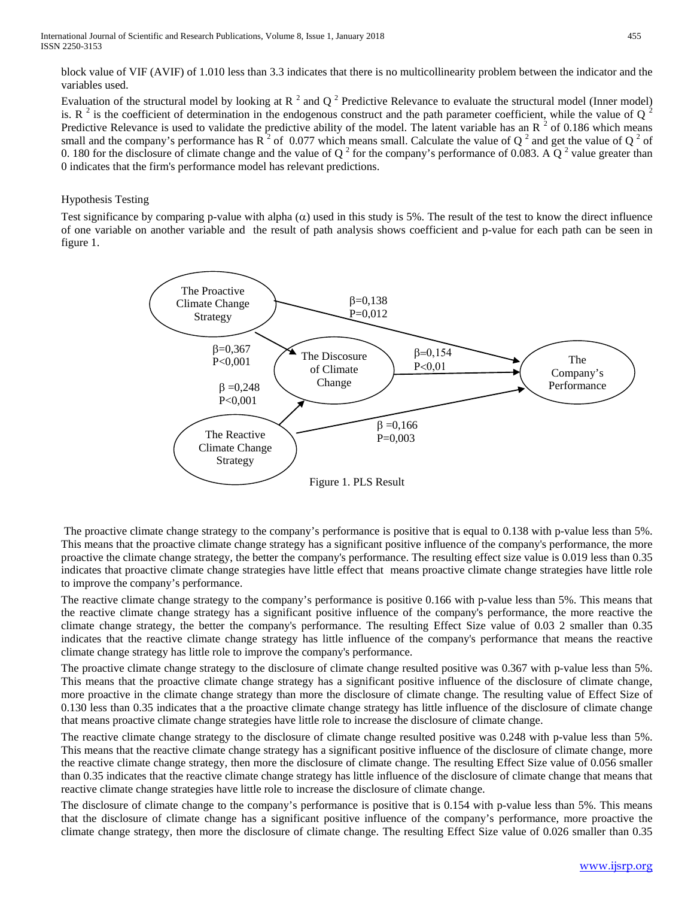block value of VIF (AVIF) of 1.010 less than 3.3 indicates that there is no multicollinearity problem between the indicator and the variables used.

Evaluation of the structural model by looking at $R^2$ and $Q^2$ Predictive Relevance to evaluate the structural model (Inner model) is. $R^2$ is the coefficient of determination in the endogenous construct and the path parameter coefficient, while the value of $Q^2$ Predictive Relevance is used to validate the predictive ability of the model. The latent variable has an $R^2$ of 0.186 which means small and the company's performance has $R^2$ of 0.077 which means small. Calculate the value of $Q^2$ and get the value of $Q^2$ of 0. 180 for the disclosure of climate change and the value of $Q^2$ for the company's performance of 0.083. A $Q^2$ value greater than 0 indicates that the firm's performance model has relevant predictions.

### Hypothesis Testing

Test significance by comparing p-value with alpha ($\alpha$) used in this study is 5%. The result of the test to know the direct influence of one variable on another variable and the result of path analysis shows coefficient and p-value for each path can be seen in figure 1.

The Proactive Climate Change Strategy → The Company's Performance: $\beta$=0,138, P=0,012
The Proactive Climate Change Strategy → The Discosure of Climate Change: $\beta$=0,367, P<0,001
The Reactive Climate Change Strategy → The Discosure of Climate Change: $\beta$ =0,248, P<0,001
The Discosure of Climate Change → The Company's Performance: $\beta$=0,154, P<0,01
The Reactive Climate Change Strategy → The Company's Performance: $\beta$ =0,166, P=0,003

Figure 1. PLS Result

The proactive climate change strategy to the company's performance is positive that is equal to 0.138 with p-value less than 5%. This means that the proactive climate change strategy has a significant positive influence of the company's performance, the more proactive the climate change strategy, the better the company's performance. The resulting effect size value is 0.019 less than 0.35 indicates that proactive climate change strategies have little effect that means proactive climate change strategies have little role to improve the company's performance.

The reactive climate change strategy to the company's performance is positive 0.166 with p-value less than 5%. This means that the reactive climate change strategy has a significant positive influence of the company's performance, the more reactive the climate change strategy, the better the company's performance. The resulting Effect Size value of 0.03 2 smaller than 0.35 indicates that the reactive climate change strategy has little influence of the company's performance that means the reactive climate change strategy has little role to improve the company's performance.

The proactive climate change strategy to the disclosure of climate change resulted positive was 0.367 with p-value less than 5%. This means that the proactive climate change strategy has a significant positive influence of the disclosure of climate change, more proactive in the climate change strategy than more the disclosure of climate change. The resulting value of Effect Size of 0.130 less than 0.35 indicates that a the proactive climate change strategy has little influence of the disclosure of climate change that means proactive climate change strategies have little role to increase the disclosure of climate change.

The reactive climate change strategy to the disclosure of climate change resulted positive was 0.248 with p-value less than 5%. This means that the reactive climate change strategy has a significant positive influence of the disclosure of climate change, more the reactive climate change strategy, then more the disclosure of climate change. The resulting Effect Size value of 0.056 smaller than 0.35 indicates that the reactive climate change strategy has little influence of the disclosure of climate change that means that reactive climate change strategies have little role to increase the disclosure of climate change.

The disclosure of climate change to the company's performance is positive that is 0.154 with p-value less than 5%. This means that the disclosure of climate change has a significant positive influence of the company's performance, more proactive the climate change strategy, then more the disclosure of climate change. The resulting Effect Size value of 0.026 smaller than 0.35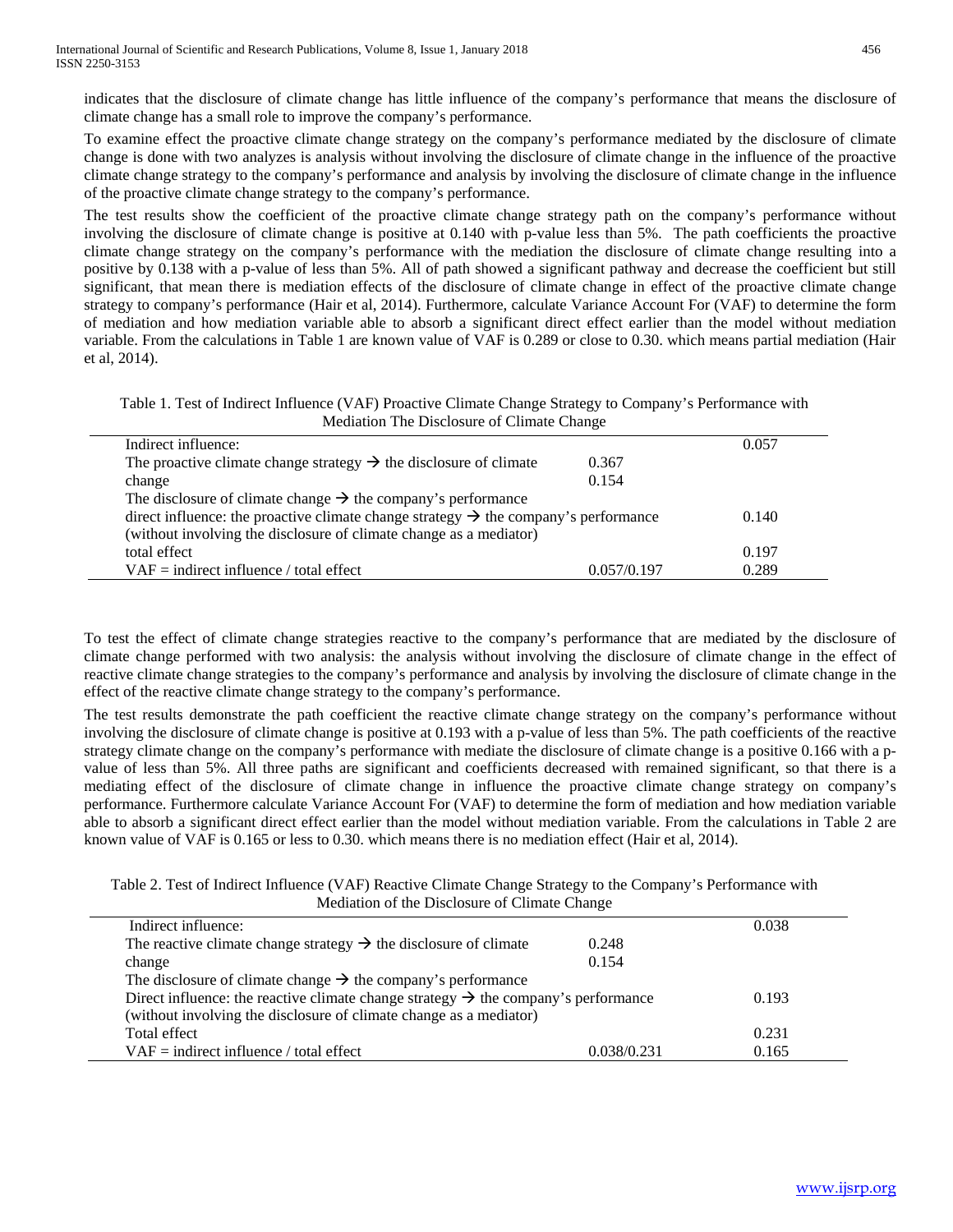indicates that the disclosure of climate change has little influence of the company's performance that means the disclosure of climate change has a small role to improve the company's performance.

To examine effect the proactive climate change strategy on the company's performance mediated by the disclosure of climate change is done with two analyzes is analysis without involving the disclosure of climate change in the influence of the proactive climate change strategy to the company's performance and analysis by involving the disclosure of climate change in the influence of the proactive climate change strategy to the company's performance.

The test results show the coefficient of the proactive climate change strategy path on the company's performance without involving the disclosure of climate change is positive at 0.140 with p-value less than 5%. The path coefficients the proactive climate change strategy on the company's performance with the mediation the disclosure of climate change resulting into a positive by 0.138 with a p-value of less than 5%. All of path showed a significant pathway and decrease the coefficient but still significant, that mean there is mediation effects of the disclosure of climate change in effect of the proactive climate change strategy to company's performance (Hair et al, 2014). Furthermore, calculate Variance Account For (VAF) to determine the form of mediation and how mediation variable able to absorb a significant direct effect earlier than the model without mediation variable. From the calculations in Table 1 are known value of VAF is 0.289 or close to 0.30. which means partial mediation (Hair et al, 2014).

Table 1. Test of Indirect Influence (VAF) Proactive Climate Change Strategy to Company's Performance with Mediation The Disclosure of Climate Change

| | | |
|---|---|---|
| Indirect influence: | | 0.057 |
| The proactive climate change strategy → the disclosure of climate change | 0.367 | |
| The disclosure of climate change → the company's performance | 0.154 | |
| direct influence: the proactive climate change strategy → the company's performance (without involving the disclosure of climate change as a mediator) | | 0.140 |
| total effect | | 0.197 |
| VAF = indirect influence / total effect | 0.057/0.197 | 0.289 |

To test the effect of climate change strategies reactive to the company's performance that are mediated by the disclosure of climate change performed with two analysis: the analysis without involving the disclosure of climate change in the effect of reactive climate change strategies to the company's performance and analysis by involving the disclosure of climate change in the effect of the reactive climate change strategy to the company's performance.

The test results demonstrate the path coefficient the reactive climate change strategy on the company's performance without involving the disclosure of climate change is positive at 0.193 with a p-value of less than 5%. The path coefficients of the reactive strategy climate change on the company's performance with mediate the disclosure of climate change is a positive 0.166 with a p-value of less than 5%. All three paths are significant and coefficients decreased with remained significant, so that there is a mediating effect of the disclosure of climate change in influence the proactive climate change strategy on company's performance. Furthermore calculate Variance Account For (VAF) to determine the form of mediation and how mediation variable able to absorb a significant direct effect earlier than the model without mediation variable. From the calculations in Table 2 are known value of VAF is 0.165 or less to 0.30. which means there is no mediation effect (Hair et al, 2014).

Table 2. Test of Indirect Influence (VAF) Reactive Climate Change Strategy to the Company's Performance with Mediation of the Disclosure of Climate Change

| | | |
|---|---|---|
| Indirect influence: | | 0.038 |
| The reactive climate change strategy → the disclosure of climate change | 0.248 | |
| The disclosure of climate change → the company's performance | 0.154 | |
| Direct influence: the reactive climate change strategy → the company's performance (without involving the disclosure of climate change as a mediator) | | 0.193 |
| Total effect | | 0.231 |
| VAF = indirect influence / total effect | 0.038/0.231 | 0.165 |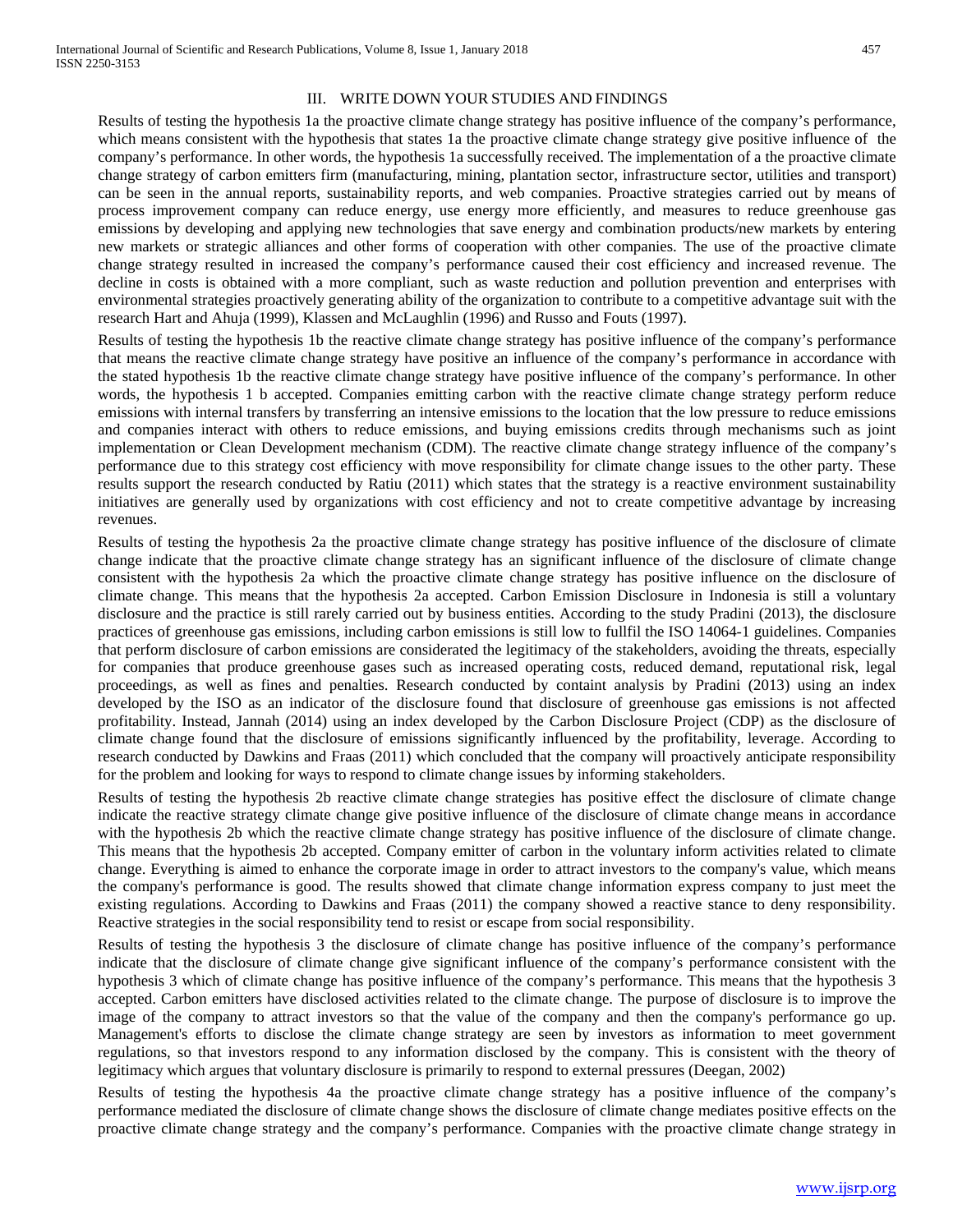## III. WRITE DOWN YOUR STUDIES AND FINDINGS

Results of testing the hypothesis 1a the proactive climate change strategy has positive influence of the company's performance, which means consistent with the hypothesis that states 1a the proactive climate change strategy give positive influence of the company's performance. In other words, the hypothesis 1a successfully received. The implementation of a the proactive climate change strategy of carbon emitters firm (manufacturing, mining, plantation sector, infrastructure sector, utilities and transport) can be seen in the annual reports, sustainability reports, and web companies. Proactive strategies carried out by means of process improvement company can reduce energy, use energy more efficiently, and measures to reduce greenhouse gas emissions by developing and applying new technologies that save energy and combination products/new markets by entering new markets or strategic alliances and other forms of cooperation with other companies. The use of the proactive climate change strategy resulted in increased the company's performance caused their cost efficiency and increased revenue. The decline in costs is obtained with a more compliant, such as waste reduction and pollution prevention and enterprises with environmental strategies proactively generating ability of the organization to contribute to a competitive advantage suit with the research Hart and Ahuja (1999), Klassen and McLaughlin (1996) and Russo and Fouts (1997).

Results of testing the hypothesis 1b the reactive climate change strategy has positive influence of the company's performance that means the reactive climate change strategy have positive an influence of the company's performance in accordance with the stated hypothesis 1b the reactive climate change strategy have positive influence of the company's performance. In other words, the hypothesis 1 b accepted. Companies emitting carbon with the reactive climate change strategy perform reduce emissions with internal transfers by transferring an intensive emissions to the location that the low pressure to reduce emissions and companies interact with others to reduce emissions, and buying emissions credits through mechanisms such as joint implementation or Clean Development mechanism (CDM). The reactive climate change strategy influence of the company's performance due to this strategy cost efficiency with move responsibility for climate change issues to the other party. These results support the research conducted by Ratiu (2011) which states that the strategy is a reactive environment sustainability initiatives are generally used by organizations with cost efficiency and not to create competitive advantage by increasing revenues.

Results of testing the hypothesis 2a the proactive climate change strategy has positive influence of the disclosure of climate change indicate that the proactive climate change strategy has an significant influence of the disclosure of climate change consistent with the hypothesis 2a which the proactive climate change strategy has positive influence on the disclosure of climate change. This means that the hypothesis 2a accepted. Carbon Emission Disclosure in Indonesia is still a voluntary disclosure and the practice is still rarely carried out by business entities. According to the study Pradini (2013), the disclosure practices of greenhouse gas emissions, including carbon emissions is still low to fullfil the ISO 14064-1 guidelines. Companies that perform disclosure of carbon emissions are considerated the legitimacy of the stakeholders, avoiding the threats, especially for companies that produce greenhouse gases such as increased operating costs, reduced demand, reputational risk, legal proceedings, as well as fines and penalties. Research conducted by containt analysis by Pradini (2013) using an index developed by the ISO as an indicator of the disclosure found that disclosure of greenhouse gas emissions is not affected profitability. Instead, Jannah (2014) using an index developed by the Carbon Disclosure Project (CDP) as the disclosure of climate change found that the disclosure of emissions significantly influenced by the profitability, leverage. According to research conducted by Dawkins and Fraas (2011) which concluded that the company will proactively anticipate responsibility for the problem and looking for ways to respond to climate change issues by informing stakeholders.

Results of testing the hypothesis 2b reactive climate change strategies has positive effect the disclosure of climate change indicate the reactive strategy climate change give positive influence of the disclosure of climate change means in accordance with the hypothesis 2b which the reactive climate change strategy has positive influence of the disclosure of climate change. This means that the hypothesis 2b accepted. Company emitter of carbon in the voluntary inform activities related to climate change. Everything is aimed to enhance the corporate image in order to attract investors to the company's value, which means the company's performance is good. The results showed that climate change information express company to just meet the existing regulations. According to Dawkins and Fraas (2011) the company showed a reactive stance to deny responsibility. Reactive strategies in the social responsibility tend to resist or escape from social responsibility.

Results of testing the hypothesis 3 the disclosure of climate change has positive influence of the company's performance indicate that the disclosure of climate change give significant influence of the company's performance consistent with the hypothesis 3 which of climate change has positive influence of the company's performance. This means that the hypothesis 3 accepted. Carbon emitters have disclosed activities related to the climate change. The purpose of disclosure is to improve the image of the company to attract investors so that the value of the company and then the company's performance go up. Management's efforts to disclose the climate change strategy are seen by investors as information to meet government regulations, so that investors respond to any information disclosed by the company. This is consistent with the theory of legitimacy which argues that voluntary disclosure is primarily to respond to external pressures (Deegan, 2002)

Results of testing the hypothesis 4a the proactive climate change strategy has a positive influence of the company's performance mediated the disclosure of climate change shows the disclosure of climate change mediates positive effects on the proactive climate change strategy and the company's performance. Companies with the proactive climate change strategy in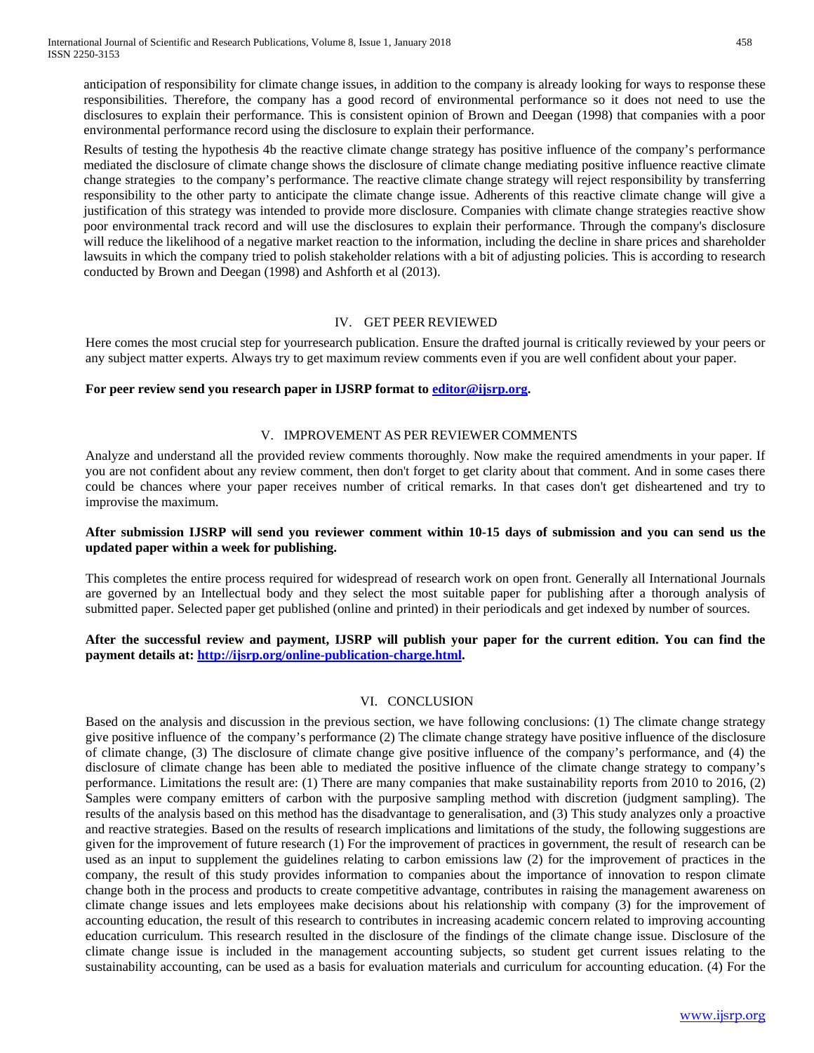anticipation of responsibility for climate change issues, in addition to the company is already looking for ways to response these responsibilities. Therefore, the company has a good record of environmental performance so it does not need to use the disclosures to explain their performance. This is consistent opinion of Brown and Deegan (1998) that companies with a poor environmental performance record using the disclosure to explain their performance.

Results of testing the hypothesis 4b the reactive climate change strategy has positive influence of the company's performance mediated the disclosure of climate change shows the disclosure of climate change mediating positive influence reactive climate change strategies to the company's performance. The reactive climate change strategy will reject responsibility by transferring responsibility to the other party to anticipate the climate change issue. Adherents of this reactive climate change will give a justification of this strategy was intended to provide more disclosure. Companies with climate change strategies reactive show poor environmental track record and will use the disclosures to explain their performance. Through the company's disclosure will reduce the likelihood of a negative market reaction to the information, including the decline in share prices and shareholder lawsuits in which the company tried to polish stakeholder relations with a bit of adjusting policies. This is according to research conducted by Brown and Deegan (1998) and Ashforth et al (2013).

## IV. GET PEER REVIEWED

Here comes the most crucial step for yourresearch publication. Ensure the drafted journal is critically reviewed by your peers or any subject matter experts. Always try to get maximum review comments even if you are well confident about your paper.

**For peer review send you research paper in IJSRP format to editor@ijsrp.org.**

## V. IMPROVEMENT AS PER REVIEWER COMMENTS

Analyze and understand all the provided review comments thoroughly. Now make the required amendments in your paper. If you are not confident about any review comment, then don't forget to get clarity about that comment. And in some cases there could be chances where your paper receives number of critical remarks. In that cases don't get disheartened and try to improvise the maximum.

**After submission IJSRP will send you reviewer comment within 10-15 days of submission and you can send us the updated paper within a week for publishing.**

This completes the entire process required for widespread of research work on open front. Generally all International Journals are governed by an Intellectual body and they select the most suitable paper for publishing after a thorough analysis of submitted paper. Selected paper get published (online and printed) in their periodicals and get indexed by number of sources.

**After the successful review and payment, IJSRP will publish your paper for the current edition. You can find the payment details at: http://ijsrp.org/online-publication-charge.html.**

## VI. CONCLUSION

Based on the analysis and discussion in the previous section, we have following conclusions: (1) The climate change strategy give positive influence of the company's performance (2) The climate change strategy have positive influence of the disclosure of climate change, (3) The disclosure of climate change give positive influence of the company's performance, and (4) the disclosure of climate change has been able to mediated the positive influence of the climate change strategy to company's performance. Limitations the result are: (1) There are many companies that make sustainability reports from 2010 to 2016, (2) Samples were company emitters of carbon with the purposive sampling method with discretion (judgment sampling). The results of the analysis based on this method has the disadvantage to generalisation, and (3) This study analyzes only a proactive and reactive strategies. Based on the results of research implications and limitations of the study, the following suggestions are given for the improvement of future research (1) For the improvement of practices in government, the result of research can be used as an input to supplement the guidelines relating to carbon emissions law (2) for the improvement of practices in the company, the result of this study provides information to companies about the importance of innovation to respon climate change both in the process and products to create competitive advantage, contributes in raising the management awareness on climate change issues and lets employees make decisions about his relationship with company (3) for the improvement of accounting education, the result of this research to contributes in increasing academic concern related to improving accounting education curriculum. This research resulted in the disclosure of the findings of the climate change issue. Disclosure of the climate change issue is included in the management accounting subjects, so student get current issues relating to the sustainability accounting, can be used as a basis for evaluation materials and curriculum for accounting education. (4) For the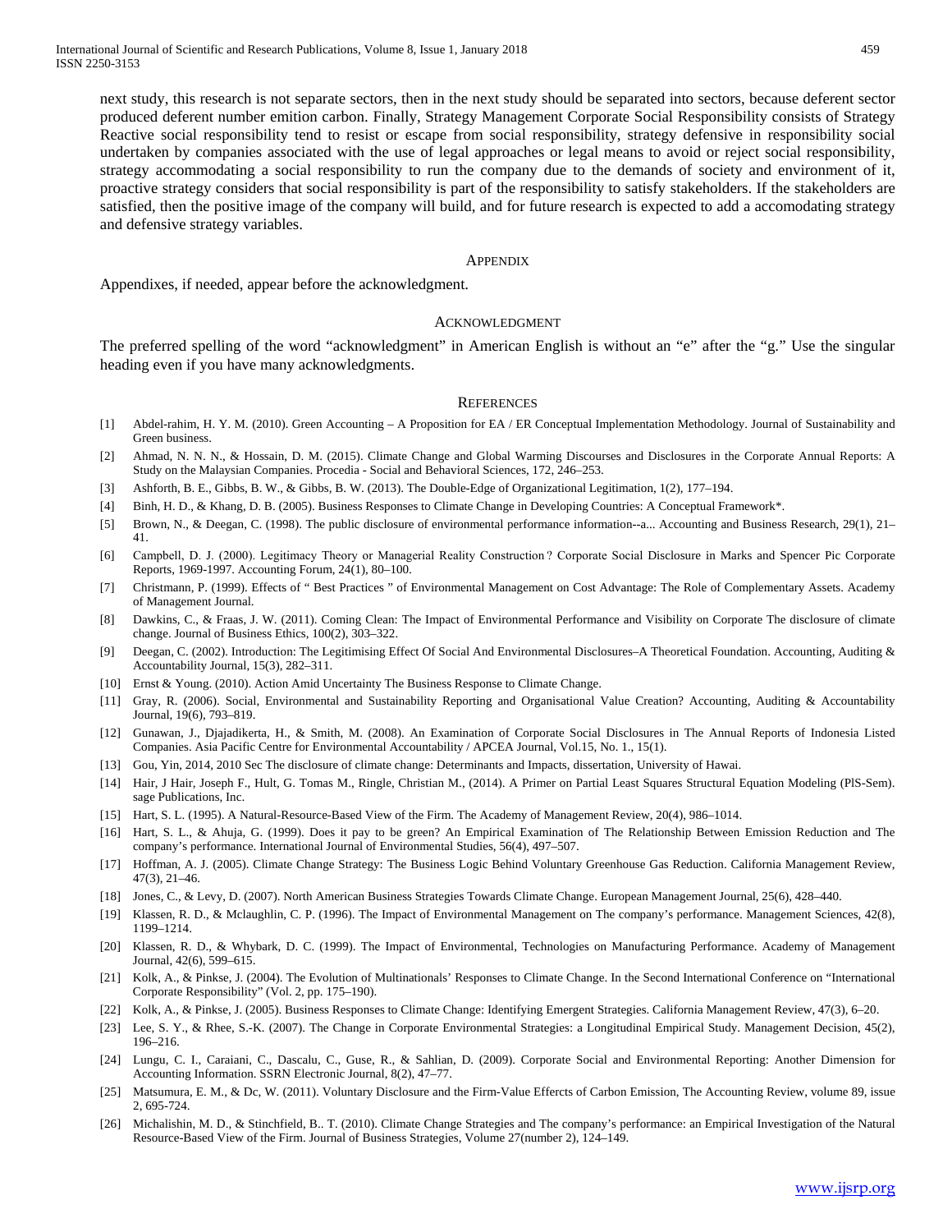next study, this research is not separate sectors, then in the next study should be separated into sectors, because deferent sector produced deferent number emition carbon. Finally, Strategy Management Corporate Social Responsibility consists of Strategy Reactive social responsibility tend to resist or escape from social responsibility, strategy defensive in responsibility social undertaken by companies associated with the use of legal approaches or legal means to avoid or reject social responsibility, strategy accommodating a social responsibility to run the company due to the demands of society and environment of it, proactive strategy considers that social responsibility is part of the responsibility to satisfy stakeholders. If the stakeholders are satisfied, then the positive image of the company will build, and for future research is expected to add a accomodating strategy and defensive strategy variables.

## Appendix

Appendixes, if needed, appear before the acknowledgment.

## Acknowledgment

The preferred spelling of the word "acknowledgment" in American English is without an "e" after the "g." Use the singular heading even if you have many acknowledgments.

## References

[1] Abdel-rahim, H. Y. M. (2010). Green Accounting – A Proposition for EA / ER Conceptual Implementation Methodology. Journal of Sustainability and Green business.

[2] Ahmad, N. N. N., & Hossain, D. M. (2015). Climate Change and Global Warming Discourses and Disclosures in the Corporate Annual Reports: A Study on the Malaysian Companies. Procedia - Social and Behavioral Sciences, 172, 246–253.

[3] Ashforth, B. E., Gibbs, B. W., & Gibbs, B. W. (2013). The Double-Edge of Organizational Legitimation, 1(2), 177–194.

[4] Binh, H. D., & Khang, D. B. (2005). Business Responses to Climate Change in Developing Countries: A Conceptual Framework*.

[5] Brown, N., & Deegan, C. (1998). The public disclosure of environmental performance information--a... Accounting and Business Research, 29(1), 21–41.

[6] Campbell, D. J. (2000). Legitimacy Theory or Managerial Reality Construction ? Corporate Social Disclosure in Marks and Spencer Pic Corporate Reports, 1969-1997. Accounting Forum, 24(1), 80–100.

[7] Christmann, P. (1999). Effects of " Best Practices " of Environmental Management on Cost Advantage: The Role of Complementary Assets. Academy of Management Journal.

[8] Dawkins, C., & Fraas, J. W. (2011). Coming Clean: The Impact of Environmental Performance and Visibility on Corporate The disclosure of climate change. Journal of Business Ethics, 100(2), 303–322.

[9] Deegan, C. (2002). Introduction: The Legitimising Effect Of Social And Environmental Disclosures–A Theoretical Foundation. Accounting, Auditing & Accountability Journal, 15(3), 282–311.

[10] Ernst & Young. (2010). Action Amid Uncertainty The Business Response to Climate Change.

[11] Gray, R. (2006). Social, Environmental and Sustainability Reporting and Organisational Value Creation? Accounting, Auditing & Accountability Journal, 19(6), 793–819.

[12] Gunawan, J., Djajadikerta, H., & Smith, M. (2008). An Examination of Corporate Social Disclosures in The Annual Reports of Indonesia Listed Companies. Asia Pacific Centre for Environmental Accountability / APCEA Journal, Vol.15, No. 1., 15(1).

[13] Gou, Yin, 2014, 2010 Sec The disclosure of climate change: Determinants and Impacts, dissertation, University of Hawai.

[14] Hair, J Hair, Joseph F., Hult, G. Tomas M., Ringle, Christian M., (2014). A Primer on Partial Least Squares Structural Equation Modeling (PlS-Sem). sage Publications, Inc.

[15] Hart, S. L. (1995). A Natural-Resource-Based View of the Firm. The Academy of Management Review, 20(4), 986–1014.

[16] Hart, S. L., & Ahuja, G. (1999). Does it pay to be green? An Empirical Examination of The Relationship Between Emission Reduction and The company's performance. International Journal of Environmental Studies, 56(4), 497–507.

[17] Hoffman, A. J. (2005). Climate Change Strategy: The Business Logic Behind Voluntary Greenhouse Gas Reduction. California Management Review, 47(3), 21–46.

[18] Jones, C., & Levy, D. (2007). North American Business Strategies Towards Climate Change. European Management Journal, 25(6), 428–440.

[19] Klassen, R. D., & Mclaughlin, C. P. (1996). The Impact of Environmental Management on The company's performance. Management Sciences, 42(8), 1199–1214.

[20] Klassen, R. D., & Whybark, D. C. (1999). The Impact of Environmental, Technologies on Manufacturing Performance. Academy of Management Journal, 42(6), 599–615.

[21] Kolk, A., & Pinkse, J. (2004). The Evolution of Multinationals' Responses to Climate Change. In the Second International Conference on "International Corporate Responsibility" (Vol. 2, pp. 175–190).

[22] Kolk, A., & Pinkse, J. (2005). Business Responses to Climate Change: Identifying Emergent Strategies. California Management Review, 47(3), 6–20.

[23] Lee, S. Y., & Rhee, S.-K. (2007). The Change in Corporate Environmental Strategies: a Longitudinal Empirical Study. Management Decision, 45(2), 196–216.

[24] Lungu, C. I., Caraiani, C., Dascalu, C., Guse, R., & Sahlian, D. (2009). Corporate Social and Environmental Reporting: Another Dimension for Accounting Information. SSRN Electronic Journal, 8(2), 47–77.

[25] Matsumura, E. M., & Dc, W. (2011). Voluntary Disclosure and the Firm-Value Effercts of Carbon Emission, The Accounting Review, volume 89, issue 2, 695-724.

[26] Michalishin, M. D., & Stinchfield, B.. T. (2010). Climate Change Strategies and The company's performance: an Empirical Investigation of the Natural Resource-Based View of the Firm. Journal of Business Strategies, Volume 27(number 2), 124–149.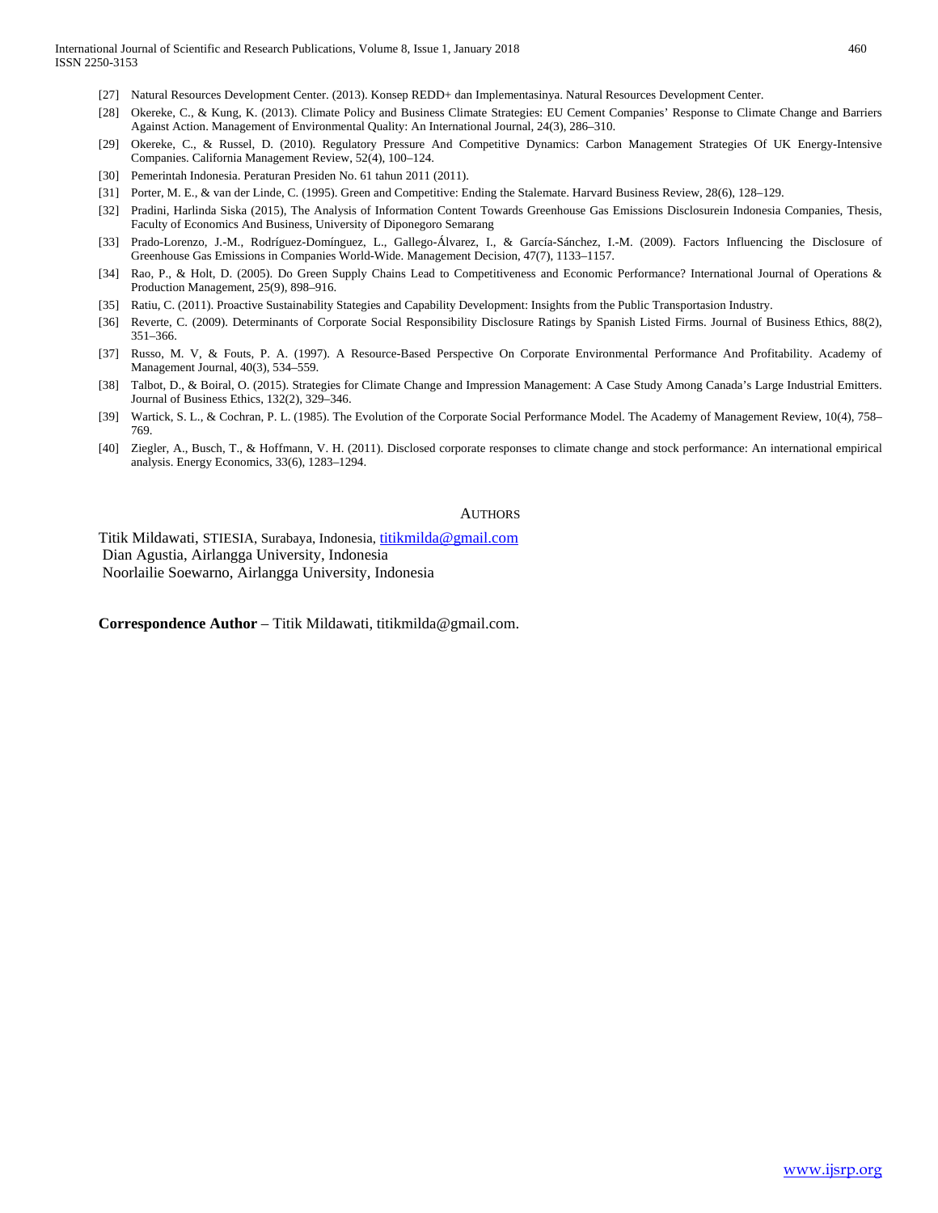[27] Natural Resources Development Center. (2013). Konsep REDD+ dan Implementasinya. Natural Resources Development Center.

[28] Okereke, C., & Kung, K. (2013). Climate Policy and Business Climate Strategies: EU Cement Companies' Response to Climate Change and Barriers Against Action. Management of Environmental Quality: An International Journal, 24(3), 286–310.

[29] Okereke, C., & Russel, D. (2010). Regulatory Pressure And Competitive Dynamics: Carbon Management Strategies Of UK Energy-Intensive Companies. California Management Review, 52(4), 100–124.

[30] Pemerintah Indonesia. Peraturan Presiden No. 61 tahun 2011 (2011).

[31] Porter, M. E., & van der Linde, C. (1995). Green and Competitive: Ending the Stalemate. Harvard Business Review, 28(6), 128–129.

[32] Pradini, Harlinda Siska (2015), The Analysis of Information Content Towards Greenhouse Gas Emissions Disclosurein Indonesia Companies, Thesis, Faculty of Economics And Business, University of Diponegoro Semarang

[33] Prado-Lorenzo, J.-M., Rodríguez-Domínguez, L., Gallego-Álvarez, I., & García-Sánchez, I.-M. (2009). Factors Influencing the Disclosure of Greenhouse Gas Emissions in Companies World-Wide. Management Decision, 47(7), 1133–1157.

[34] Rao, P., & Holt, D. (2005). Do Green Supply Chains Lead to Competitiveness and Economic Performance? International Journal of Operations & Production Management, 25(9), 898–916.

[35] Ratiu, C. (2011). Proactive Sustainability Stategies and Capability Development: Insights from the Public Transportasion Industry.

[36] Reverte, C. (2009). Determinants of Corporate Social Responsibility Disclosure Ratings by Spanish Listed Firms. Journal of Business Ethics, 88(2), 351–366.

[37] Russo, M. V, & Fouts, P. A. (1997). A Resource-Based Perspective On Corporate Environmental Performance And Profitability. Academy of Management Journal, 40(3), 534–559.

[38] Talbot, D., & Boiral, O. (2015). Strategies for Climate Change and Impression Management: A Case Study Among Canada's Large Industrial Emitters. Journal of Business Ethics, 132(2), 329–346.

[39] Wartick, S. L., & Cochran, P. L. (1985). The Evolution of the Corporate Social Performance Model. The Academy of Management Review, 10(4), 758–769.

[40] Ziegler, A., Busch, T., & Hoffmann, V. H. (2011). Disclosed corporate responses to climate change and stock performance: An international empirical analysis. Energy Economics, 33(6), 1283–1294.

## AUTHORS

Titik Mildawati, STIESIA, Surabaya, Indonesia, titikmilda@gmail.com
Dian Agustia, Airlangga University, Indonesia
Noorlailie Soewarno, Airlangga University, Indonesia

**Correspondence Author** – Titik Mildawati, titikmilda@gmail.com.